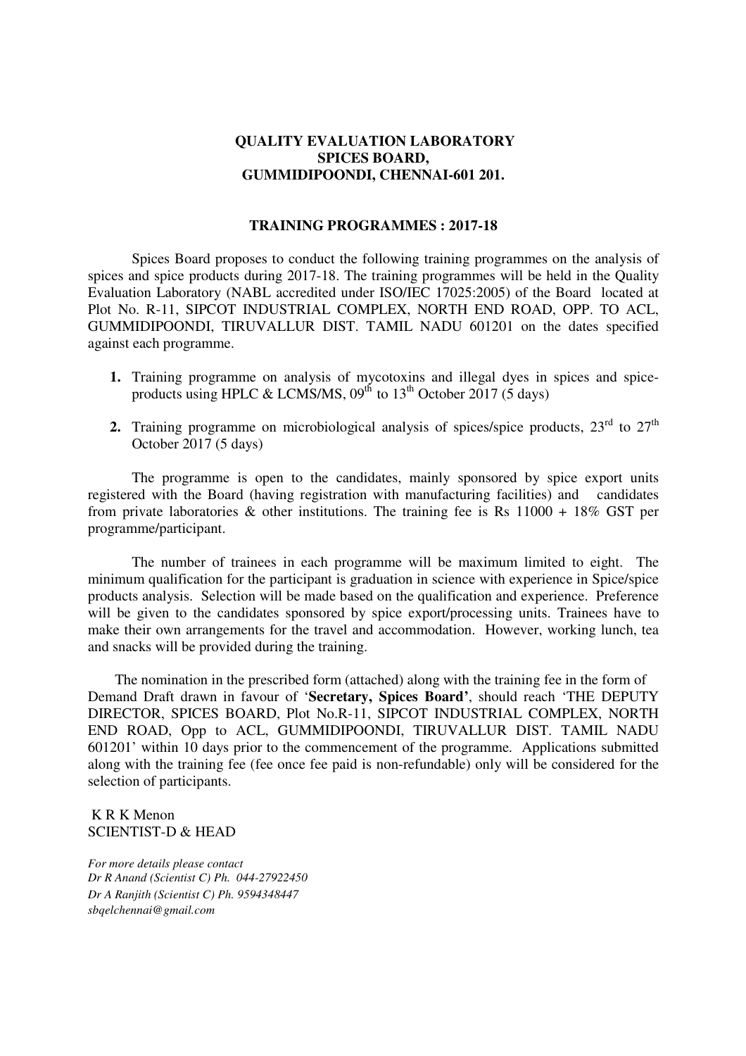**QUALITY EVALUATION LABORATORY**
**SPICES BOARD,**
**GUMMIDIPOONDI, CHENNAI-601 201.**

**TRAINING PROGRAMMES : 2017-18**

Spices Board proposes to conduct the following training programmes on the analysis of spices and spice products during 2017-18. The training programmes will be held in the Quality Evaluation Laboratory (NABL accredited under ISO/IEC 17025:2005) of the Board located at Plot No. R-11, SIPCOT INDUSTRIAL COMPLEX, NORTH END ROAD, OPP. TO ACL, GUMMIDIPOONDI, TIRUVALLUR DIST. TAMIL NADU 601201 on the dates specified against each programme.

1. Training programme on analysis of mycotoxins and illegal dyes in spices and spice-products using HPLC & LCMS/MS, 09th to 13th October 2017 (5 days)
2. Training programme on microbiological analysis of spices/spice products, 23rd to 27th October 2017 (5 days)

The programme is open to the candidates, mainly sponsored by spice export units registered with the Board (having registration with manufacturing facilities) and candidates from private laboratories & other institutions. The training fee is Rs 11000 + 18% GST per programme/participant.

The number of trainees in each programme will be maximum limited to eight. The minimum qualification for the participant is graduation in science with experience in Spice/spice products analysis. Selection will be made based on the qualification and experience. Preference will be given to the candidates sponsored by spice export/processing units. Trainees have to make their own arrangements for the travel and accommodation. However, working lunch, tea and snacks will be provided during the training.

The nomination in the prescribed form (attached) along with the training fee in the form of Demand Draft drawn in favour of '**Secretary, Spices Board'**, should reach 'THE DEPUTY DIRECTOR, SPICES BOARD, Plot No.R-11, SIPCOT INDUSTRIAL COMPLEX, NORTH END ROAD, Opp to ACL, GUMMIDIPOONDI, TIRUVALLUR DIST. TAMIL NADU 601201' within 10 days prior to the commencement of the programme. Applications submitted along with the training fee (fee once fee paid is non-refundable) only will be considered for the selection of participants.

K R K Menon
SCIENTIST-D & HEAD

*For more details please contact*
*Dr R Anand (Scientist C) Ph. 044-27922450*
*Dr A Ranjith (Scientist C) Ph. 9594348447*
*sbqelchennai@gmail.com*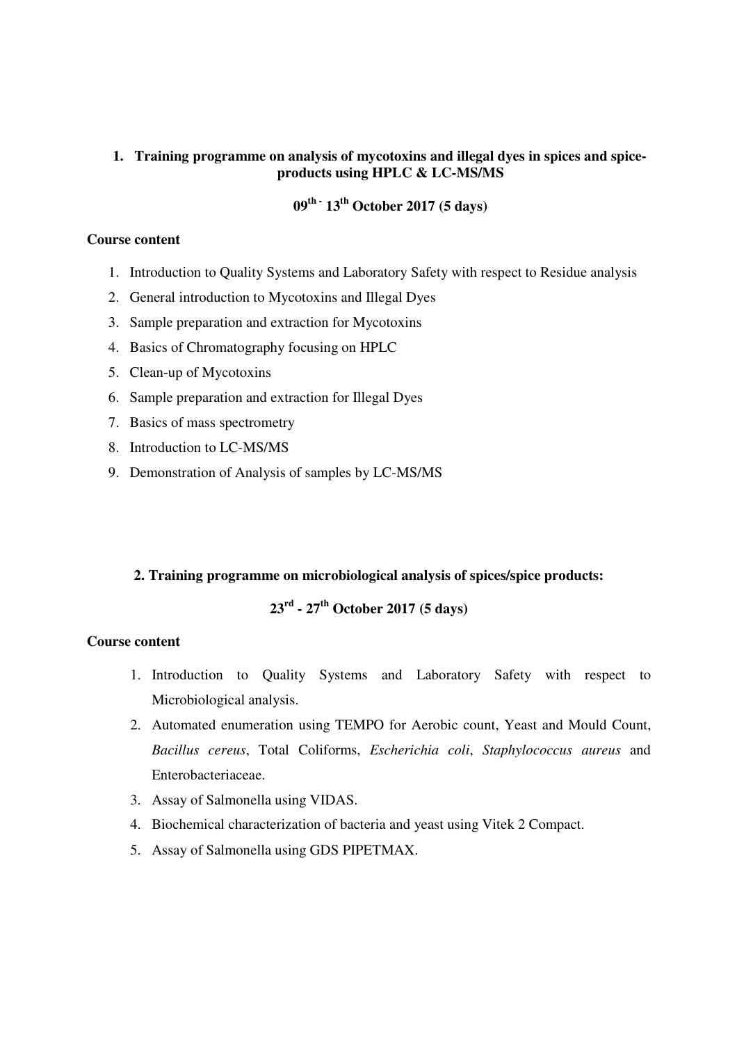## 1. Training programme on analysis of mycotoxins and illegal dyes in spices and spice-products using HPLC & LC-MS/MS

**09[th] - 13[th] October 2017 (5 days)**

**Course content**

1. Introduction to Quality Systems and Laboratory Safety with respect to Residue analysis
2. General introduction to Mycotoxins and Illegal Dyes
3. Sample preparation and extraction for Mycotoxins
4. Basics of Chromatography focusing on HPLC
5. Clean-up of Mycotoxins
6. Sample preparation and extraction for Illegal Dyes
7. Basics of mass spectrometry
8. Introduction to LC-MS/MS
9. Demonstration of Analysis of samples by LC-MS/MS

## 2. Training programme on microbiological analysis of spices/spice products:

**23[rd] - 27[th] October 2017 (5 days)**

**Course content**

1. Introduction to Quality Systems and Laboratory Safety with respect to Microbiological analysis.
2. Automated enumeration using TEMPO for Aerobic count, Yeast and Mould Count, *Bacillus cereus*, Total Coliforms, *Escherichia coli*, *Staphylococcus aureus* and Enterobacteriaceae.
3. Assay of Salmonella using VIDAS.
4. Biochemical characterization of bacteria and yeast using Vitek 2 Compact.
5. Assay of Salmonella using GDS PIPETMAX.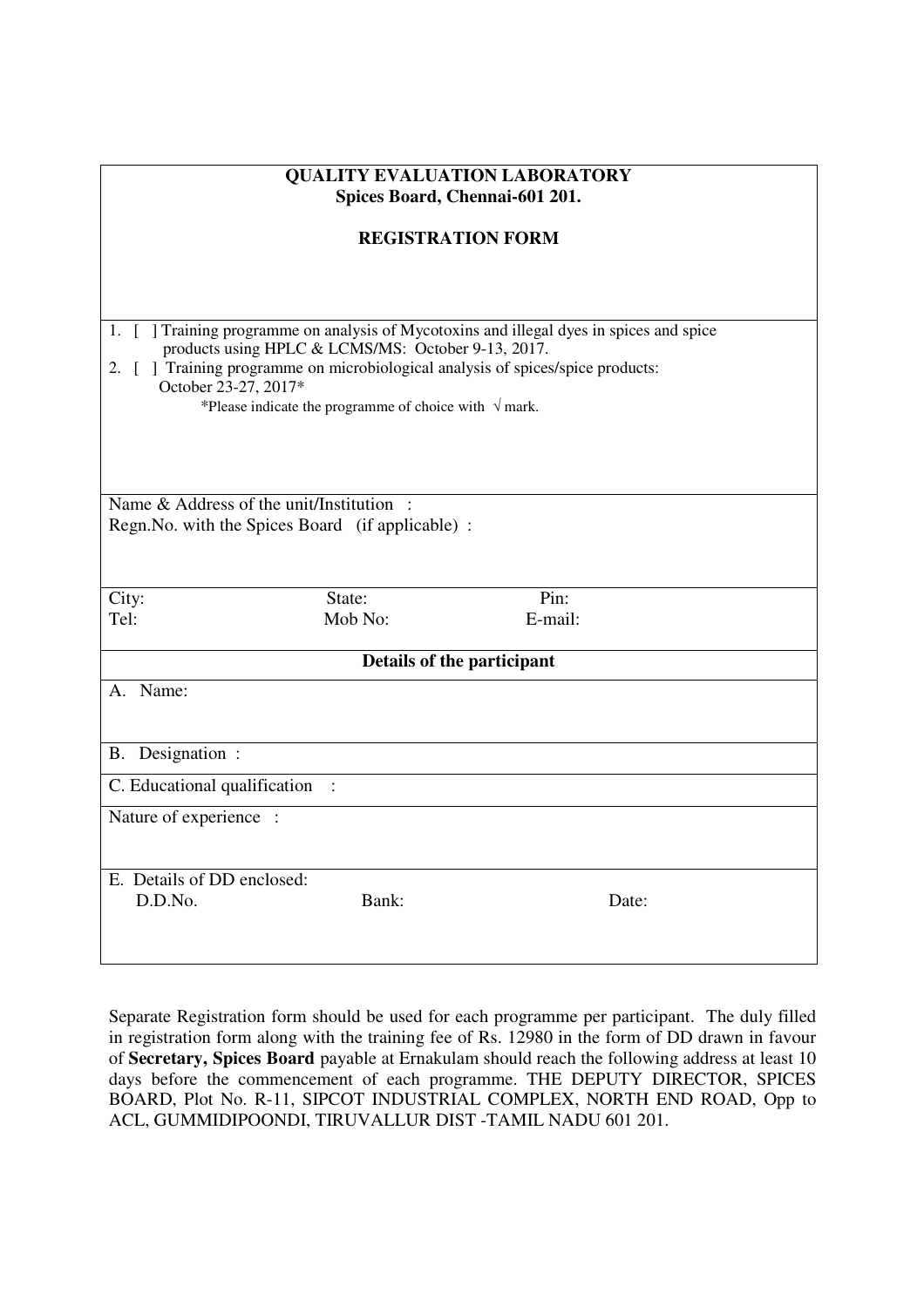**QUALITY EVALUATION LABORATORY**
**Spices Board, Chennai-601 201.**

**REGISTRATION FORM**

1. [ ] Training programme on analysis of Mycotoxins and illegal dyes in spices and spice products using HPLC & LCMS/MS: October 9-13, 2017.
2. [ ] Training programme on microbiological analysis of spices/spice products: October 23-27, 2017*

   *Please indicate the programme of choice with √ mark.

Name & Address of the unit/Institution :

Regn.No. with the Spices Board (if applicable) :

City: State: Pin:

Tel: Mob No: E-mail:

**Details of the participant**

A. Name:

B. Designation :

C. Educational qualification :

Nature of experience :

E. Details of DD enclosed:

D.D.No. Bank: Date:

Separate Registration form should be used for each programme per participant. The duly filled in registration form along with the training fee of Rs. 12980 in the form of DD drawn in favour of **Secretary, Spices Board** payable at Ernakulam should reach the following address at least 10 days before the commencement of each programme. THE DEPUTY DIRECTOR, SPICES BOARD, Plot No. R-11, SIPCOT INDUSTRIAL COMPLEX, NORTH END ROAD, Opp to ACL, GUMMIDIPOONDI, TIRUVALLUR DIST -TAMIL NADU 601 201.